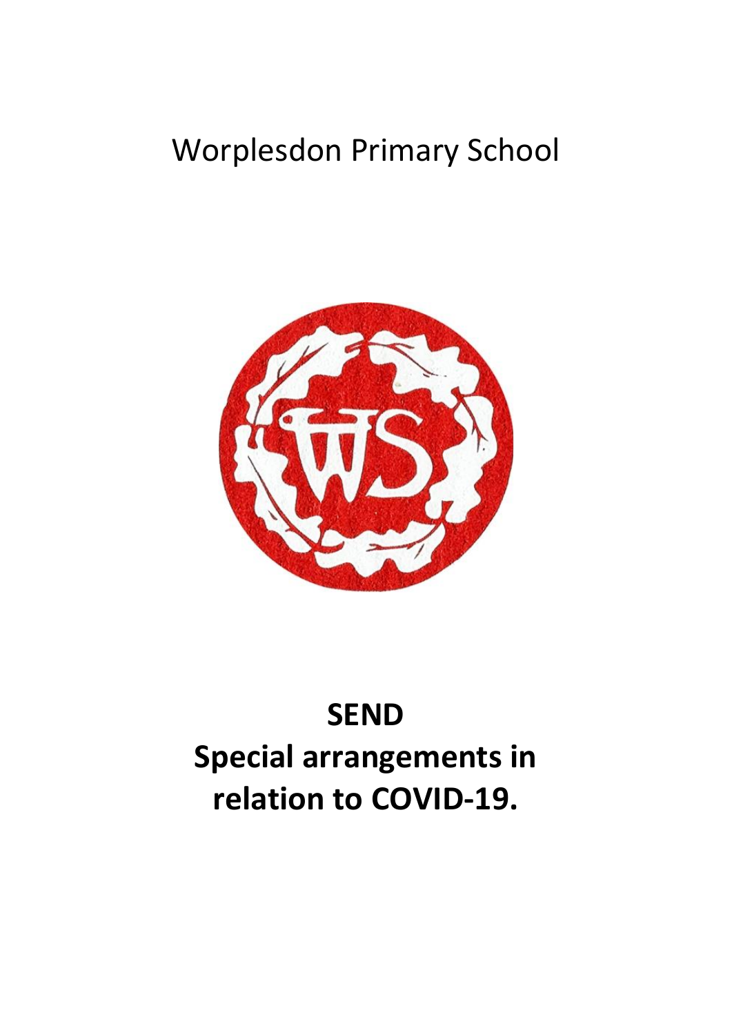# Worplesdon Primary School

# SEND
# Special arrangements in relation to COVID-19.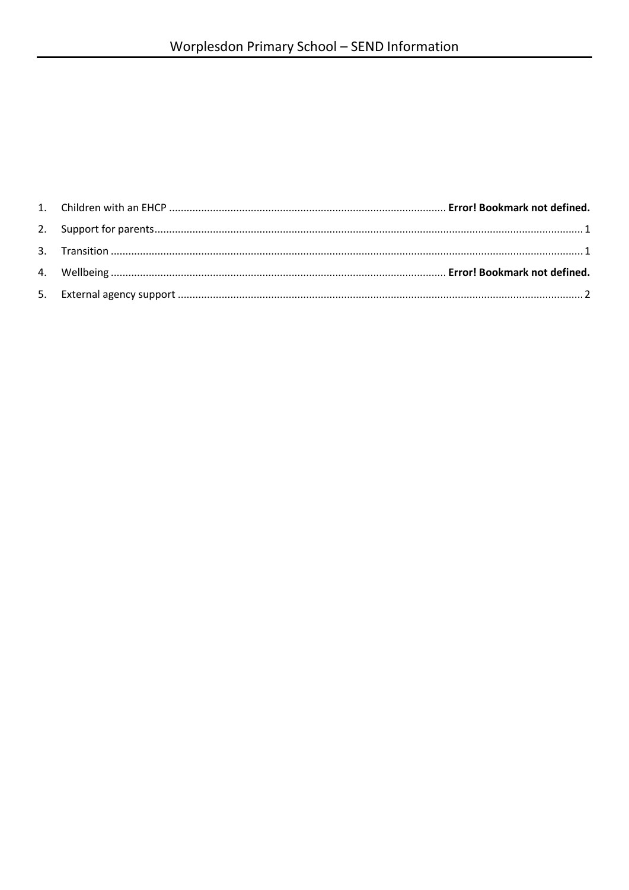1. Children with an EHCP ............................................................................................ **Error! Bookmark not defined.**
2. Support for parents ................................................................................................................................................ 1
3. Transition .............................................................................................................................................................. 1
4. Wellbeing ................................................................................................................ **Error! Bookmark not defined.**
5. External agency support ......................................................................................................................................... 2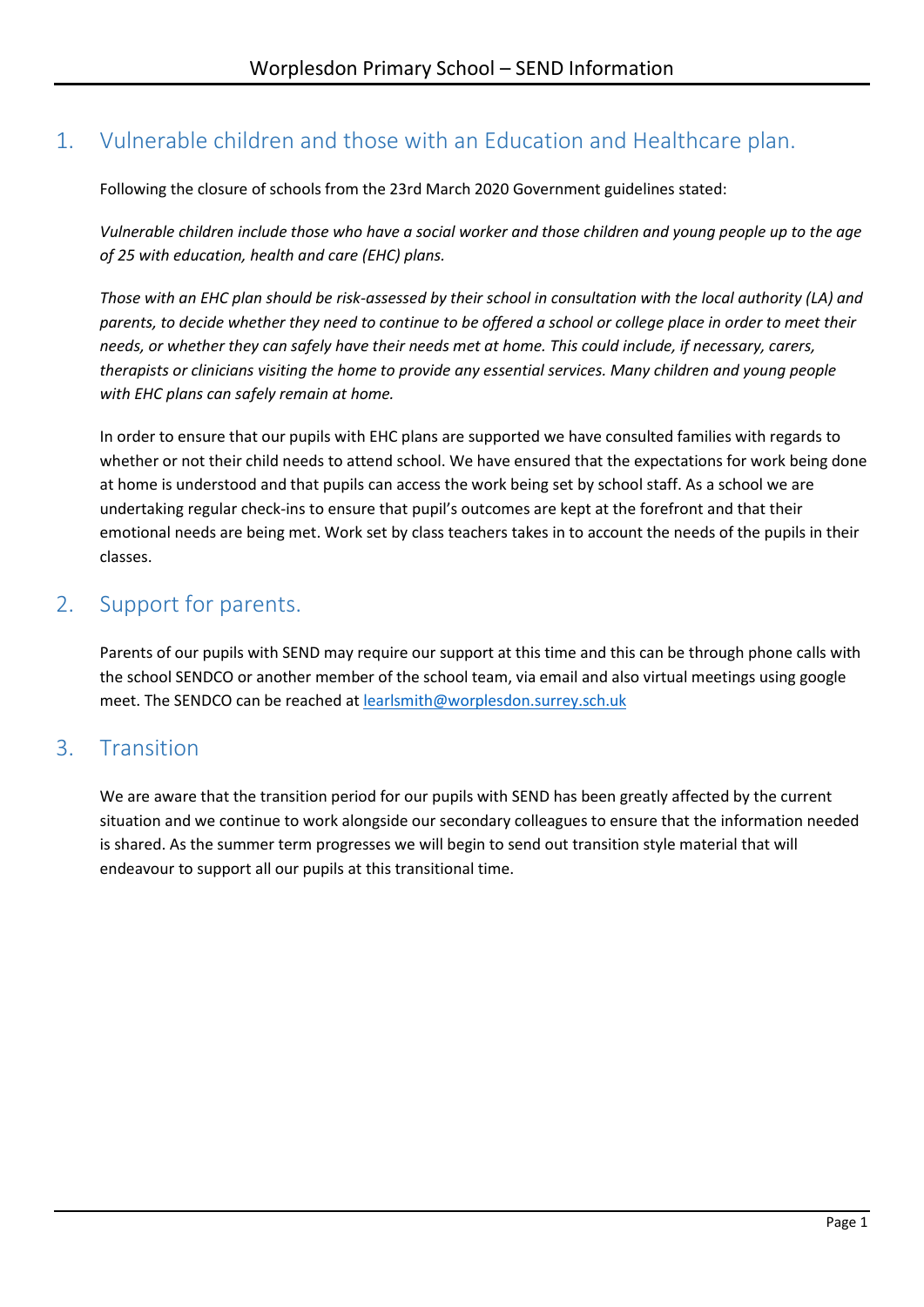## 1. Vulnerable children and those with an Education and Healthcare plan.

Following the closure of schools from the 23rd March 2020 Government guidelines stated:

*Vulnerable children include those who have a social worker and those children and young people up to the age of 25 with education, health and care (EHC) plans.*

*Those with an EHC plan should be risk-assessed by their school in consultation with the local authority (LA) and parents, to decide whether they need to continue to be offered a school or college place in order to meet their needs, or whether they can safely have their needs met at home. This could include, if necessary, carers, therapists or clinicians visiting the home to provide any essential services. Many children and young people with EHC plans can safely remain at home.*

In order to ensure that our pupils with EHC plans are supported we have consulted families with regards to whether or not their child needs to attend school. We have ensured that the expectations for work being done at home is understood and that pupils can access the work being set by school staff. As a school we are undertaking regular check-ins to ensure that pupil's outcomes are kept at the forefront and that their emotional needs are being met. Work set by class teachers takes in to account the needs of the pupils in their classes.

## 2. Support for parents.

Parents of our pupils with SEND may require our support at this time and this can be through phone calls with the school SENDCO or another member of the school team, via email and also virtual meetings using google meet. The SENDCO can be reached at learlsmith@worplesdon.surrey.sch.uk

## 3. Transition

We are aware that the transition period for our pupils with SEND has been greatly affected by the current situation and we continue to work alongside our secondary colleagues to ensure that the information needed is shared. As the summer term progresses we will begin to send out transition style material that will endeavour to support all our pupils at this transitional time.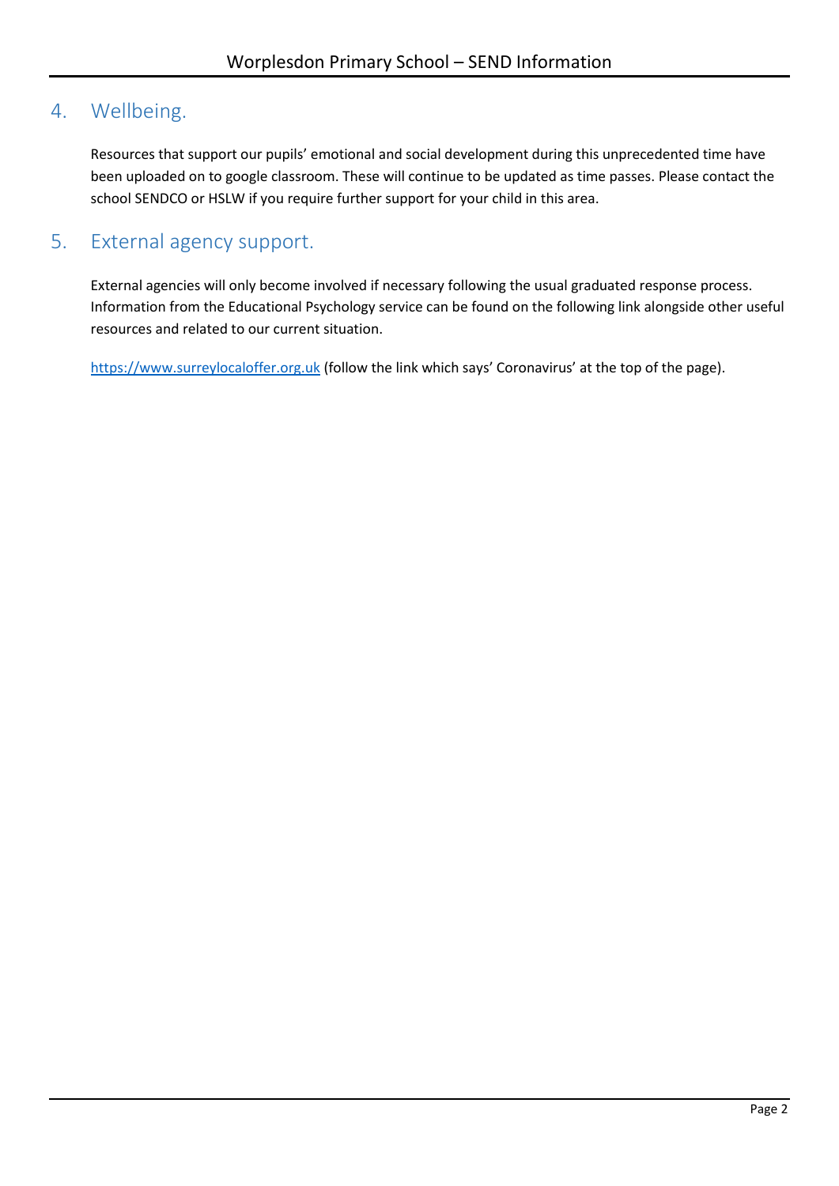## 4. Wellbeing.

Resources that support our pupils' emotional and social development during this unprecedented time have been uploaded on to google classroom. These will continue to be updated as time passes. Please contact the school SENDCO or HSLW if you require further support for your child in this area.

## 5. External agency support.

External agencies will only become involved if necessary following the usual graduated response process. Information from the Educational Psychology service can be found on the following link alongside other useful resources and related to our current situation.

https://www.surreylocaloffer.org.uk (follow the link which says' Coronavirus' at the top of the page).